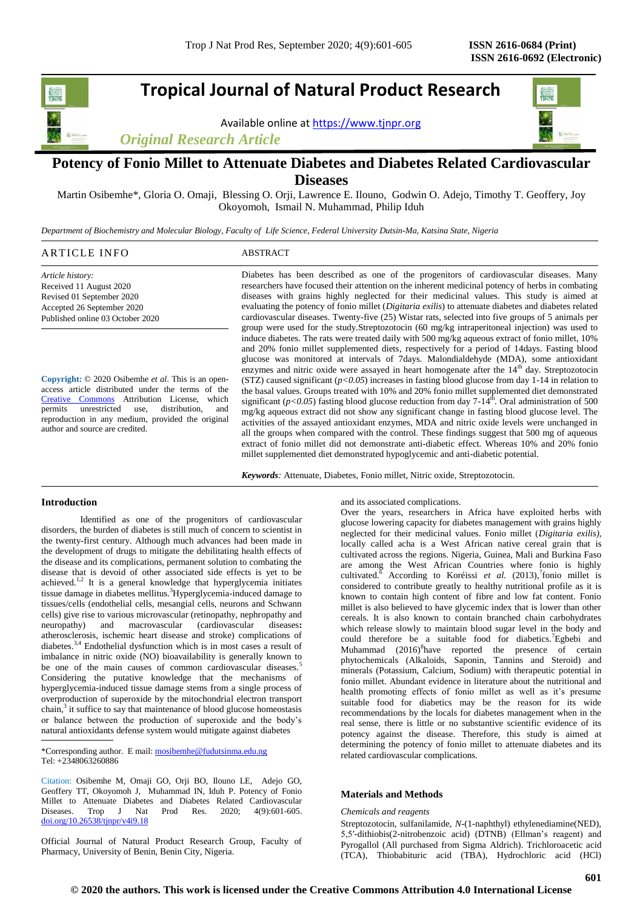# Tropical Journal of Natural Product Research

Available online at https://www.tjnpr.org

*Original Research Article*

# Potency of Fonio Millet to Attenuate Diabetes and Diabetes Related Cardiovascular Diseases

Martin Osibemhe*, Gloria O. Omaji, Blessing O. Orji, Lawrence E. Ilouno, Godwin O. Adejo, Timothy T. Geoffery, Joy Okoyomoh, Ismail N. Muhammad, Philip Iduh

*Department of Biochemistry and Molecular Biology, Faculty of Life Science, Federal University Dutsin-Ma, Katsina State, Nigeria*

## ARTICLE INFO

*Article history:*
Received 11 August 2020
Revised 01 September 2020
Accepted 26 September 2020
Published online 03 October 2020

**Copyright:** © 2020 Osibemhe *et al*. This is an open-access article distributed under the terms of the Creative Commons Attribution License, which permits unrestricted use, distribution, and reproduction in any medium, provided the original author and source are credited.

## ABSTRACT

Diabetes has been described as one of the progenitors of cardiovascular diseases. Many researchers have focused their attention on the inherent medicinal potency of herbs in combating diseases with grains highly neglected for their medicinal values. This study is aimed at evaluating the potency of fonio millet (*Digitaria exilis*) to attenuate diabetes and diabetes related cardiovascular diseases. Twenty-five (25) Wistar rats, selected into five groups of 5 animals per group were used for the study.Streptozotocin (60 mg/kg intraperitoneal injection) was used to induce diabetes. The rats were treated daily with 500 mg/kg aqueous extract of fonio millet, 10% and 20% fonio millet supplemented diets, respectively for a period of 14days. Fasting blood glucose was monitored at intervals of 7days. Malondialdehyde (MDA), some antioxidant enzymes and nitric oxide were assayed in heart homogenate after the 14$^{th}$ day. Streptozotocin (STZ) caused significant ($p<0.05$) increases in fasting blood glucose from day 1-14 in relation to the basal values. Groups treated with 10% and 20% fonio millet supplemented diet demonstrated significant ($p<0.05$) fasting blood glucose reduction from day 7-14$^{th}$. Oral administration of 500 mg/kg aqueous extract did not show any significant change in fasting blood glucose level. The activities of the assayed antioxidant enzymes, MDA and nitric oxide levels were unchanged in all the groups when compared with the control. These findings suggest that 500 mg of aqueous extract of fonio millet did not demonstrate anti-diabetic effect. Whereas 10% and 20% fonio millet supplemented diet demonstrated hypoglycemic and anti-diabetic potential.

***Keywords**:* Attenuate, Diabetes, Fonio millet, Nitric oxide, Streptozotocin.

## Introduction

Identified as one of the progenitors of cardiovascular disorders, the burden of diabetes is still much of concern to scientist in the twenty-first century. Although much advances had been made in the development of drugs to mitigate the debilitating health effects of the disease and its complications, permanent solution to combating the disease that is devoid of other associated side effects is yet to be achieved.[1,2] It is a general knowledge that hyperglycemia initiates tissue damage in diabetes mellitus.[3]Hyperglycemia-induced damage to tissues/cells (endothelial cells, mesangial cells, neurons and Schwann cells) give rise to various microvascular (retinopathy, nephropathy and neuropathy) and macrovascular (cardiovascular diseases**:** atherosclerosis, ischemic heart disease and stroke) complications of diabetes.[3,4] Endothelial dysfunction which is in most cases a result of imbalance in nitric oxide (NO) bioavailability is generally known to be one of the main causes of common cardiovascular diseases.[5] Considering the putative knowledge that the mechanisms of hyperglycemia-induced tissue damage stems from a single process of overproduction of superoxide by the mitochondrial electron transport chain,[3] it suffice to say that maintenance of blood glucose homeostasis or balance between the production of superoxide and the body's natural antioxidants defense system would mitigate against diabetes and its associated complications.

Over the years, researchers in Africa have exploited herbs with glucose lowering capacity for diabetes management with grains highly neglected for their medicinal values. Fonio millet (*Digitaria exilis),* locally called acha is a West African native cereal grain that is cultivated across the regions. Nigeria, Guinea, Mali and Burkina Faso are among the West African Countries where fonio is highly cultivated.[6] According to Koréissi *et al.* (2013),[7]fonio millet is considered to contribute greatly to healthy nutritional profile as it is known to contain high content of fibre and low fat content. Fonio millet is also believed to have glycemic index that is lower than other cereals. It is also known to contain branched chain carbohydrates which release slowly to maintain blood sugar level in the body and could therefore be a suitable food for diabetics.[7]Egbebi and Muhammad (2016)[8]have reported the presence of certain phytochemicals (Alkaloids, Saponin, Tannins and Steroid) and minerals (Potassium, Calcium, Sodium) with therapeutic potential in fonio millet. Abundant evidence in literature about the nutritional and health promoting effects of fonio millet as well as it's presume suitable food for diabetics may be the reason for its wide recommendations by the locals for diabetes management when in the real sense, there is little or no substantive scientific evidence of its potency against the disease. Therefore, this study is aimed at determining the potency of fonio millet to attenuate diabetes and its related cardiovascular complications.

*Corresponding author. E mail: mosibemhe@fudutsinma.edu.ng
Tel: +2348063260886

Citation: Osibemhe M, Omaji GO, Orji BO, Ilouno LE, Adejo GO, Geoffery TT, Okoyomoh J, Muhammad IN, Iduh P. Potency of Fonio Millet to Attenuate Diabetes and Diabetes Related Cardiovascular Diseases. Trop J Nat Prod Res. 2020; 4(9):601-605. doi.org/10.26538/tjnpr/v4i9.18

Official Journal of Natural Product Research Group, Faculty of Pharmacy, University of Benin, Benin City, Nigeria.

## Materials and Methods

### *Chemicals and reagents*

Streptozotocin, sulfanilamide, *N*-(1-naphthyl) ethylenediamine(NED), 5,5′-dithiobis(2-nitrobenzoic acid) (DTNB) (Ellman's reagent) and Pyrogallol (All purchased from Sigma Aldrich). Trichloroacetic acid (TCA), Thiobabituric acid (TBA), Hydrochloric acid (HCl)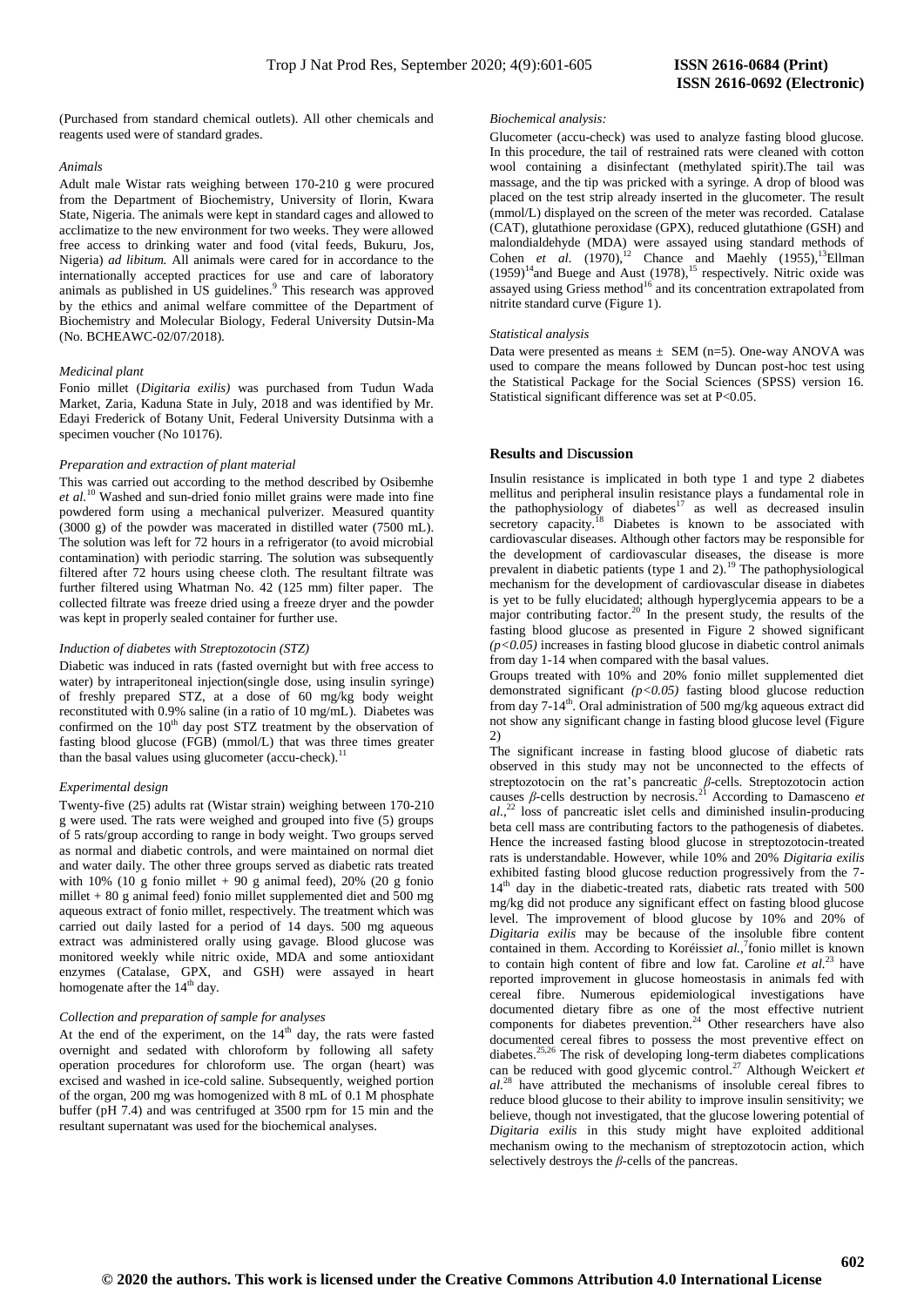(Purchased from standard chemical outlets). All other chemicals and reagents used were of standard grades.

### *Animals*

Adult male Wistar rats weighing between 170-210 g were procured from the Department of Biochemistry, University of Ilorin, Kwara State, Nigeria. The animals were kept in standard cages and allowed to acclimatize to the new environment for two weeks. They were allowed free access to drinking water and food (vital feeds, Bukuru, Jos, Nigeria) *ad libitum.* All animals were cared for in accordance to the internationally accepted practices for use and care of laboratory animals as published in US guidelines.[9] This research was approved by the ethics and animal welfare committee of the Department of Biochemistry and Molecular Biology, Federal University Dutsin-Ma (No. BCHEAWC-02/07/2018).

### *Medicinal plant*

Fonio millet (*Digitaria exilis)* was purchased from Tudun Wada Market, Zaria, Kaduna State in July, 2018 and was identified by Mr. Edayi Frederick of Botany Unit, Federal University Dutsinma with a specimen voucher (No 10176).

### *Preparation and extraction of plant material*

This was carried out according to the method described by Osibemhe *et al.*[10] Washed and sun-dried fonio millet grains were made into fine powdered form using a mechanical pulverizer. Measured quantity (3000 g) of the powder was macerated in distilled water (7500 mL). The solution was left for 72 hours in a refrigerator (to avoid microbial contamination) with periodic starring. The solution was subsequently filtered after 72 hours using cheese cloth. The resultant filtrate was further filtered using Whatman No. 42 (125 mm) filter paper. The collected filtrate was freeze dried using a freeze dryer and the powder was kept in properly sealed container for further use.

### *Induction of diabetes with Streptozotocin (STZ)*

Diabetic was induced in rats (fasted overnight but with free access to water) by intraperitoneal injection(single dose, using insulin syringe) of freshly prepared STZ, at a dose of 60 mg/kg body weight reconstituted with 0.9% saline (in a ratio of 10 mg/mL). Diabetes was confirmed on the 10[th] day post STZ treatment by the observation of fasting blood glucose (FGB) (mmol/L) that was three times greater than the basal values using glucometer (accu-check).[11]

### *Experimental design*

Twenty-five (25) adults rat (Wistar strain) weighing between 170-210 g were used. The rats were weighed and grouped into five (5) groups of 5 rats/group according to range in body weight. Two groups served as normal and diabetic controls, and were maintained on normal diet and water daily. The other three groups served as diabetic rats treated with 10% (10 g fonio millet + 90 g animal feed), 20% (20 g fonio millet + 80 g animal feed) fonio millet supplemented diet and 500 mg aqueous extract of fonio millet, respectively. The treatment which was carried out daily lasted for a period of 14 days. 500 mg aqueous extract was administered orally using gavage. Blood glucose was monitored weekly while nitric oxide, MDA and some antioxidant enzymes (Catalase, GPX, and GSH) were assayed in heart homogenate after the 14[th] day.

### *Collection and preparation of sample for analyses*

At the end of the experiment, on the 14[th] day, the rats were fasted overnight and sedated with chloroform by following all safety operation procedures for chloroform use. The organ (heart) was excised and washed in ice-cold saline. Subsequently, weighed portion of the organ, 200 mg was homogenized with 8 mL of 0.1 M phosphate buffer (pH 7.4) and was centrifuged at 3500 rpm for 15 min and the resultant supernatant was used for the biochemical analyses.

### *Biochemical analysis:*

Glucometer (accu-check) was used to analyze fasting blood glucose. In this procedure, the tail of restrained rats were cleaned with cotton wool containing a disinfectant (methylated spirit).The tail was massage, and the tip was pricked with a syringe. A drop of blood was placed on the test strip already inserted in the glucometer. The result (mmol/L) displayed on the screen of the meter was recorded. Catalase (CAT), glutathione peroxidase (GPX), reduced glutathione (GSH) and malondialdehyde (MDA) were assayed using standard methods of Cohen *et al.* (1970),[12] Chance and Maehly (1955),[13]Ellman (1959)[14]and Buege and Aust (1978),[15] respectively. Nitric oxide was assayed using Griess method[16] and its concentration extrapolated from nitrite standard curve (Figure 1).

### *Statistical analysis*

Data were presented as means ± SEM (n=5). One-way ANOVA was used to compare the means followed by Duncan post-hoc test using the Statistical Package for the Social Sciences (SPSS) version 16. Statistical significant difference was set at $P<0.05$.

## **Results and Discussion**

Insulin resistance is implicated in both type 1 and type 2 diabetes mellitus and peripheral insulin resistance plays a fundamental role in the pathophysiology of diabetes[17] as well as decreased insulin secretory capacity.[18] Diabetes is known to be associated with cardiovascular diseases. Although other factors may be responsible for the development of cardiovascular diseases, the disease is more prevalent in diabetic patients (type 1 and 2).[19] The pathophysiological mechanism for the development of cardiovascular disease in diabetes is yet to be fully elucidated; although hyperglycemia appears to be a major contributing factor.[20] In the present study, the results of the fasting blood glucose as presented in Figure 2 showed significant *($p<0.05$)* increases in fasting blood glucose in diabetic control animals from day 1-14 when compared with the basal values.

Groups treated with 10% and 20% fonio millet supplemented diet demonstrated significant *($p<0.05$)* fasting blood glucose reduction from day 7-14[th]. Oral administration of 500 mg/kg aqueous extract did not show any significant change in fasting blood glucose level (Figure 2)

The significant increase in fasting blood glucose of diabetic rats observed in this study may not be unconnected to the effects of streptozotocin on the rat's pancreatic *β*-cells. Streptozotocin action causes *β*-cells destruction by necrosis.[21] According to Damasceno *et al.*,[22] loss of pancreatic islet cells and diminished insulin-producing beta cell mass are contributing factors to the pathogenesis of diabetes. Hence the increased fasting blood glucose in streptozotocin-treated rats is understandable. However, while 10% and 20% *Digitaria exilis* exhibited fasting blood glucose reduction progressively from the 7-14[th] day in the diabetic-treated rats, diabetic rats treated with 500 mg/kg did not produce any significant effect on fasting blood glucose level. The improvement of blood glucose by 10% and 20% of *Digitaria exilis* may be because of the insoluble fibre content contained in them. According to Koréissi*et al.*,[7]fonio millet is known to contain high content of fibre and low fat. Caroline *et al.*[23] have reported improvement in glucose homeostasis in animals fed with cereal fibre. Numerous epidemiological investigations have documented dietary fibre as one of the most effective nutrient components for diabetes prevention.[24] Other researchers have also documented cereal fibres to possess the most preventive effect on diabetes.[25,26] The risk of developing long-term diabetes complications can be reduced with good glycemic control.[27] Although Weickert *et al.*[28] have attributed the mechanisms of insoluble cereal fibres to reduce blood glucose to their ability to improve insulin sensitivity; we believe, though not investigated, that the glucose lowering potential of *Digitaria exilis* in this study might have exploited additional mechanism owing to the mechanism of streptozotocin action, which selectively destroys the *β*-cells of the pancreas.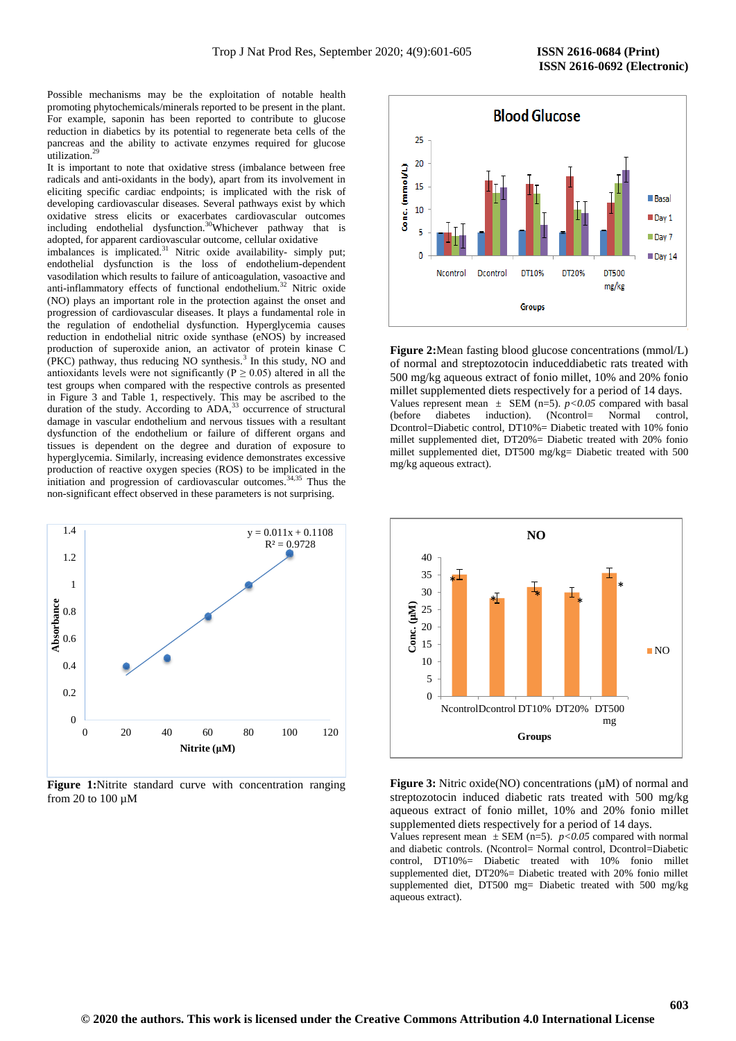Possible mechanisms may be the exploitation of notable health promoting phytochemicals/minerals reported to be present in the plant. For example, saponin has been reported to contribute to glucose reduction in diabetics by its potential to regenerate beta cells of the pancreas and the ability to activate enzymes required for glucose utilization.[29]

It is important to note that oxidative stress (imbalance between free radicals and anti-oxidants in the body), apart from its involvement in eliciting specific cardiac endpoints; is implicated with the risk of developing cardiovascular diseases. Several pathways exist by which oxidative stress elicits or exacerbates cardiovascular outcomes including endothelial dysfunction.[30] Whichever pathway that is adopted, for apparent cardiovascular outcome, cellular oxidative imbalances is implicated.[31] Nitric oxide availability- simply put; endothelial dysfunction is the loss of endothelium-dependent vasodilation which results to failure of anticoagulation, vasoactive and anti-inflammatory effects of functional endothelium.[32] Nitric oxide (NO) plays an important role in the protection against the onset and progression of cardiovascular diseases. It plays a fundamental role in the regulation of endothelial dysfunction. Hyperglycemia causes reduction in endothelial nitric oxide synthase (eNOS) by increased production of superoxide anion, an activator of protein kinase C (PKC) pathway, thus reducing NO synthesis.[3] In this study, NO and antioxidants levels were not significantly ($P \geq 0.05$) altered in all the test groups when compared with the respective controls as presented in Figure 3 and Table 1, respectively. This may be ascribed to the duration of the study. According to ADA,[33] occurrence of structural damage in vascular endothelium and nervous tissues with a resultant dysfunction of the endothelium or failure of different organs and tissues is dependent on the degree and duration of exposure to hyperglycemia. Similarly, increasing evidence demonstrates excessive production of reactive oxygen species (ROS) to be implicated in the initiation and progression of cardiovascular outcomes.[34,35] Thus the non-significant effect observed in these parameters is not surprising.

**Figure 1:** Nitrite standard curve with concentration ranging from 20 to 100 µM

**Figure 2:** Mean fasting blood glucose concentrations (mmol/L) of normal and streptozotocin induced diabetic rats treated with 500 mg/kg aqueous extract of fonio millet, 10% and 20% fonio millet supplemented diets respectively for a period of 14 days.
Values represent mean ± SEM (n=5). *p<0.05* compared with basal (before diabetes induction). (Ncontrol= Normal control, Dcontrol=Diabetic control, DT10%= Diabetic treated with 10% fonio millet supplemented diet, DT20%= Diabetic treated with 20% fonio millet supplemented diet, DT500 mg/kg= Diabetic treated with 500 mg/kg aqueous extract).

**Figure 3:** Nitric oxide(NO) concentrations (µM) of normal and streptozotocin induced diabetic rats treated with 500 mg/kg aqueous extract of fonio millet, 10% and 20% fonio millet supplemented diets respectively for a period of 14 days.
Values represent mean ± SEM (n=5). *p<0.05* compared with normal and diabetic controls. (Ncontrol= Normal control, Dcontrol=Diabetic control, DT10%= Diabetic treated with 10% fonio millet supplemented diet, DT20%= Diabetic treated with 20% fonio millet supplemented diet, DT500 mg= Diabetic treated with 500 mg/kg aqueous extract).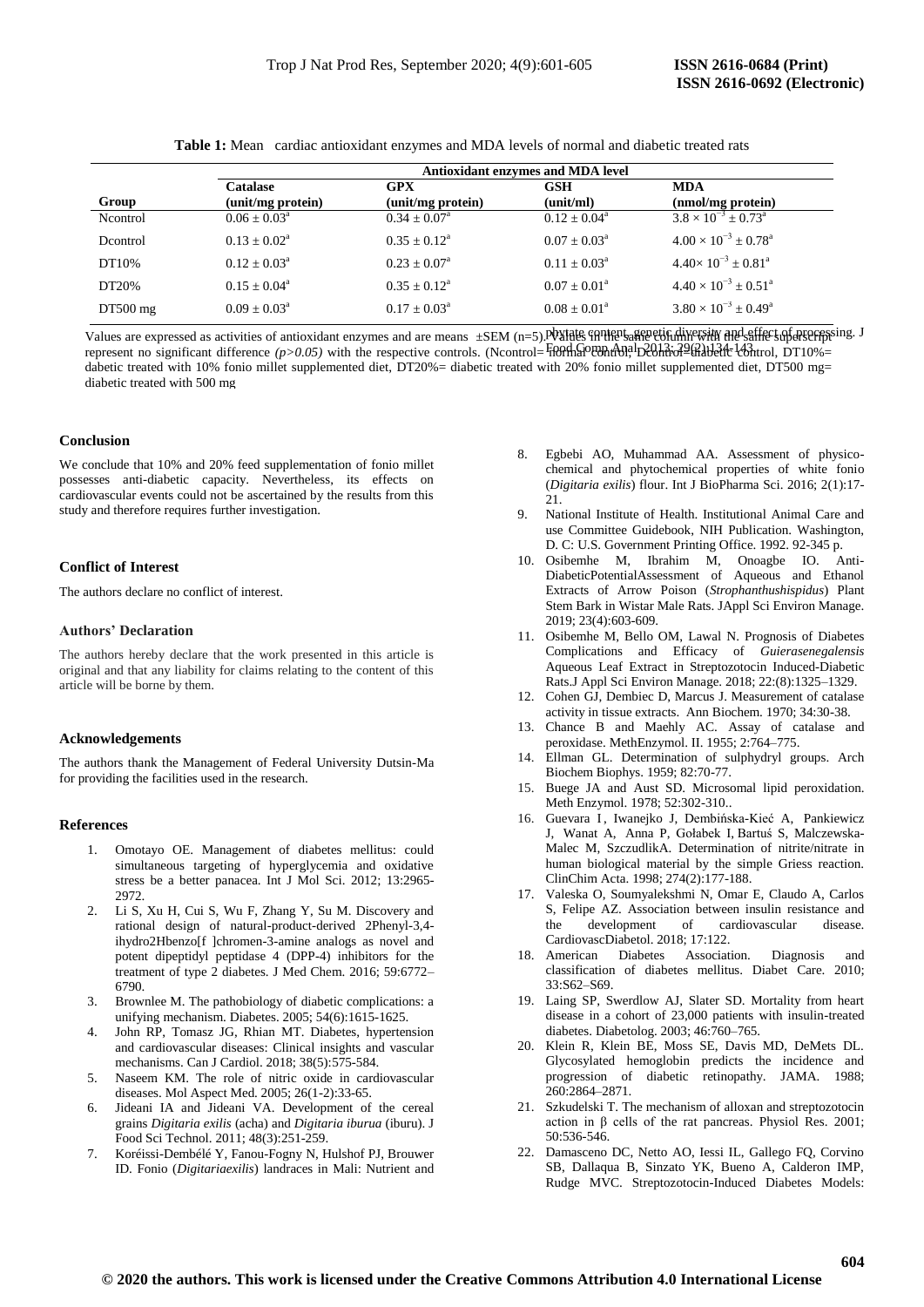**Table 1:** Mean cardiac antioxidant enzymes and MDA levels of normal and diabetic treated rats

| Group | Antioxidant enzymes and MDA level | | | |
|---|---|---|---|---|
| | Catalase (unit/mg protein) | GPX (unit/mg protein) | GSH (unit/ml) | MDA (nmol/mg protein) |
| Ncontrol | $0.06 \pm 0.03^{a}$ | $0.34 \pm 0.07^{a}$ | $0.12 \pm 0.04^{a}$ | $3.8 \times 10^{-3} \pm 0.73^{a}$ |
| Dcontrol | $0.13 \pm 0.02^{a}$ | $0.35 \pm 0.12^{a}$ | $0.07 \pm 0.03^{a}$ | $4.00 \times 10^{-3} \pm 0.78^{a}$ |
| DT10% | $0.12 \pm 0.03^{a}$ | $0.23 \pm 0.07^{a}$ | $0.11 \pm 0.03^{a}$ | $4.40 \times 10^{-3} \pm 0.81^{a}$ |
| DT20% | $0.15 \pm 0.04^{a}$ | $0.35 \pm 0.12^{a}$ | $0.07 \pm 0.01^{a}$ | $4.40 \times 10^{-3} \pm 0.51^{a}$ |
| DT500 mg | $0.09 \pm 0.03^{a}$ | $0.17 \pm 0.03^{a}$ | $0.08 \pm 0.01^{a}$ | $3.80 \times 10^{-3} \pm 0.49^{a}$ |

Values are expressed as activities of antioxidant enzymes and are means ±SEM (n=5). Values in the same column with the same superscript represent no significant difference *(p>0.05)* with the respective controls. (Ncontrol= normal control, Dcontrol=diabetic control, DT10%= dabetic treated with 10% fonio millet supplemented diet, DT20%= diabetic treated with 20% fonio millet supplemented diet, DT500 mg= diabetic treated with 500 mg

## Conclusion

We conclude that 10% and 20% feed supplementation of fonio millet possesses anti-diabetic capacity. Nevertheless, its effects on cardiovascular events could not be ascertained by the results from this study and therefore requires further investigation.

## Conflict of Interest

The authors declare no conflict of interest.

## Authors' Declaration

The authors hereby declare that the work presented in this article is original and that any liability for claims relating to the content of this article will be borne by them.

## Acknowledgements

The authors thank the Management of Federal University Dutsin-Ma for providing the facilities used in the research.

## References

1. Omotayo OE. Management of diabetes mellitus: could simultaneous targeting of hyperglycemia and oxidative stress be a better panacea. Int J Mol Sci. 2012; 13:2965-2972.
2. Li S, Xu H, Cui S, Wu F, Zhang Y, Su M. Discovery and rational design of natural-product-derived 2Phenyl-3,4-ihydro2Hbenzo[f ]chromen-3-amine analogs as novel and potent dipeptidyl peptidase 4 (DPP-4) inhibitors for the treatment of type 2 diabetes. J Med Chem. 2016; 59:6772–6790.
3. Brownlee M. The pathobiology of diabetic complications: a unifying mechanism. Diabetes. 2005; 54(6):1615-1625.
4. John RP, Tomasz JG, Rhian MT. Diabetes, hypertension and cardiovascular diseases: Clinical insights and vascular mechanisms. Can J Cardiol. 2018; 38(5):575-584.
5. Naseem KM. The role of nitric oxide in cardiovascular diseases. Mol Aspect Med. 2005; 26(1-2):33-65.
6. Jideani IA and Jideani VA. Development of the cereal grains *Digitaria exilis* (acha) and *Digitaria iburua* (iburu). J Food Sci Technol. 2011; 48(3):251-259.
7. Koréissi-Dembélé Y, Fanou-Fogny N, Hulshof PJ, Brouwer ID. Fonio (*Digitariaexilis*) landraces in Mali: Nutrient and phytate content, genetic diversity and effect of processing. J Food Comp Anal. 2013; 29(2):134-143.
8. Egbebi AO, Muhammad AA. Assessment of physico-chemical and phytochemical properties of white fonio (*Digitaria exilis*) flour. Int J BioPharma Sci. 2016; 2(1):17-21.
9. National Institute of Health. Institutional Animal Care and use Committee Guidebook, NIH Publication. Washington, D. C: U.S. Government Printing Office. 1992. 92-345 p.
10. Osibemhe M, Ibrahim M, Onoagbe IO. Anti-DiabeticPotentialAssessment of Aqueous and Ethanol Extracts of Arrow Poison (*Strophanthushispidus*) Plant Stem Bark in Wistar Male Rats. JAppl Sci Environ Manage. 2019; 23(4):603-609.
11. Osibemhe M, Bello OM, Lawal N. Prognosis of Diabetes Complications and Efficacy of *Guierasenegalensis* Aqueous Leaf Extract in Streptozotocin Induced-Diabetic Rats.J Appl Sci Environ Manage. 2018; 22:(8):1325–1329.
12. Cohen GJ, Dembiec D, Marcus J. Measurement of catalase activity in tissue extracts. Ann Biochem. 1970; 34:30-38.
13. Chance B and Maehly AC. Assay of catalase and peroxidase. MethEnzymol. II. 1955; 2:764–775.
14. Ellman GL. Determination of sulphydryl groups. Arch Biochem Biophys. 1959; 82:70-77.
15. Buege JA and Aust SD. Microsomal lipid peroxidation. Meth Enzymol. 1978; 52:302-310..
16. Guevara I, Iwanejko J, Dembińska-Kieć A, Pankiewicz J, Wanat A, Anna P, Gołabek I, Bartuś S, Malczewska-Malec M, SzczudlikA. Determination of nitrite/nitrate in human biological material by the simple Griess reaction. ClinChim Acta. 1998; 274(2):177-188.
17. Valeska O, Soumyalekshmi N, Omar E, Claudo A, Carlos S, Felipe AZ. Association between insulin resistance and the development of cardiovascular disease. CardiovascDiabetol. 2018; 17:122.
18. American Diabetes Association. Diagnosis and classification of diabetes mellitus. Diabet Care. 2010; 33:S62–S69.
19. Laing SP, Swerdlow AJ, Slater SD. Mortality from heart disease in a cohort of 23,000 patients with insulin-treated diabetes. Diabetolog. 2003; 46:760–765.
20. Klein R, Klein BE, Moss SE, Davis MD, DeMets DL. Glycosylated hemoglobin predicts the incidence and progression of diabetic retinopathy. JAMA. 1988; 260:2864–2871.
21. Szkudelski T. The mechanism of alloxan and streptozotocin action in β cells of the rat pancreas. Physiol Res. 2001; 50:536-546.
22. Damasceno DC, Netto AO, Iessi IL, Gallego FQ, Corvino SB, Dallaqua B, Sinzato YK, Bueno A, Calderon IMP, Rudge MVC. Streptozotocin-Induced Diabetes Models: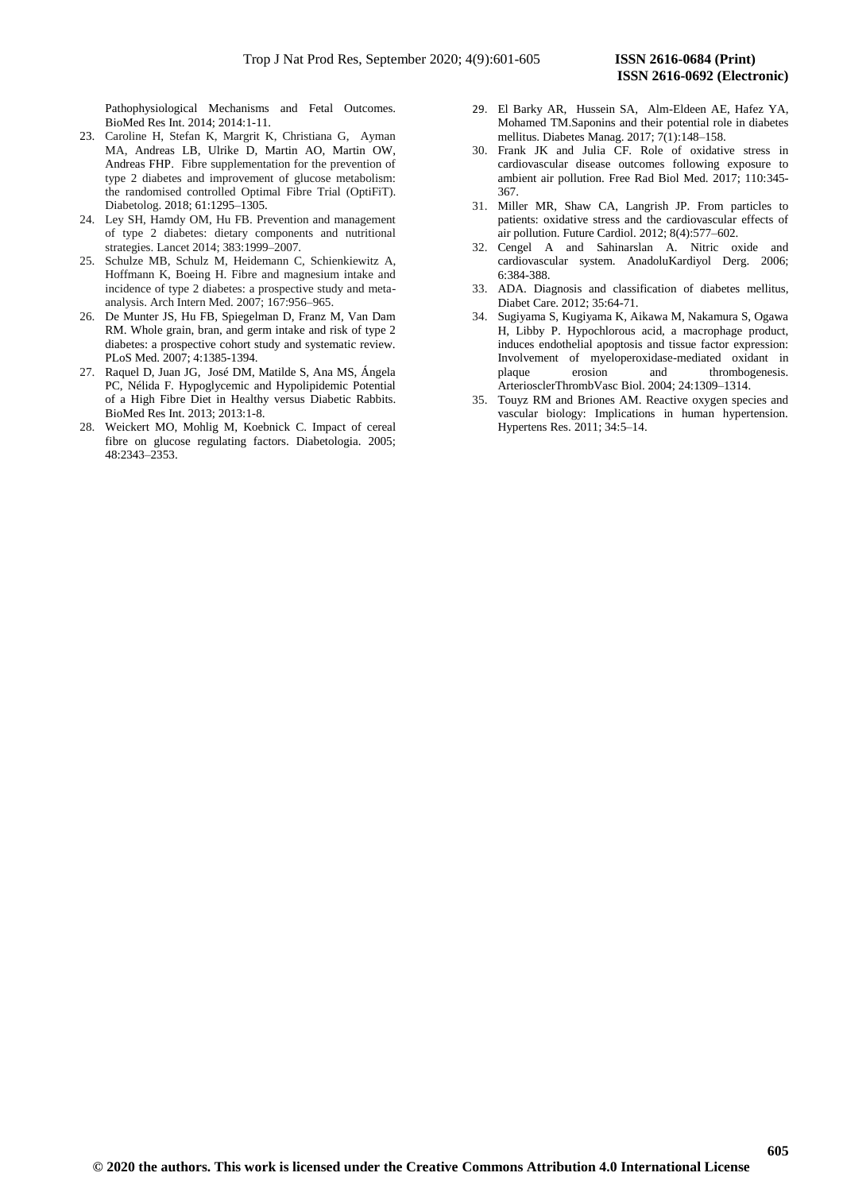Pathophysiological Mechanisms and Fetal Outcomes. BioMed Res Int. 2014; 2014:1-11.

23. Caroline H, Stefan K, Margrit K, Christiana G, Ayman MA, Andreas LB, Ulrike D, Martin AO, Martin OW, Andreas FHP. Fibre supplementation for the prevention of type 2 diabetes and improvement of glucose metabolism: the randomised controlled Optimal Fibre Trial (OptiFiT). Diabetolog. 2018; 61:1295–1305.
24. Ley SH, Hamdy OM, Hu FB. Prevention and management of type 2 diabetes: dietary components and nutritional strategies. Lancet 2014; 383:1999–2007.
25. Schulze MB, Schulz M, Heidemann C, Schienkiewitz A, Hoffmann K, Boeing H. Fibre and magnesium intake and incidence of type 2 diabetes: a prospective study and meta-analysis. Arch Intern Med. 2007; 167:956–965.
26. De Munter JS, Hu FB, Spiegelman D, Franz M, Van Dam RM. Whole grain, bran, and germ intake and risk of type 2 diabetes: a prospective cohort study and systematic review. PLoS Med. 2007; 4:1385-1394.
27. Raquel D, Juan JG, José DM, Matilde S, Ana MS, Ángela PC, Nélida F. Hypoglycemic and Hypolipidemic Potential of a High Fibre Diet in Healthy versus Diabetic Rabbits. BioMed Res Int. 2013; 2013:1-8.
28. Weickert MO, Mohlig M, Koebnick C. Impact of cereal fibre on glucose regulating factors. Diabetologia. 2005; 48:2343–2353.
29. El Barky AR, Hussein SA, Alm-Eldeen AE, Hafez YA, Mohamed TM.Saponins and their potential role in diabetes mellitus. Diabetes Manag. 2017; 7(1):148–158.
30. Frank JK and Julia CF. Role of oxidative stress in cardiovascular disease outcomes following exposure to ambient air pollution. Free Rad Biol Med. 2017; 110:345-367.
31. Miller MR, Shaw CA, Langrish JP. From particles to patients: oxidative stress and the cardiovascular effects of air pollution. Future Cardiol. 2012; 8(4):577–602.
32. Cengel A and Sahinarslan A. Nitric oxide and cardiovascular system. AnadoluKardiyol Derg. 2006; 6:384-388.
33. ADA. Diagnosis and classification of diabetes mellitus, Diabet Care. 2012; 35:64-71.
34. Sugiyama S, Kugiyama K, Aikawa M, Nakamura S, Ogawa H, Libby P. Hypochlorous acid, a macrophage product, induces endothelial apoptosis and tissue factor expression: Involvement of myeloperoxidase-mediated oxidant in plaque erosion and thrombogenesis. ArteriosclerThrombVasc Biol. 2004; 24:1309–1314.
35. Touyz RM and Briones AM. Reactive oxygen species and vascular biology: Implications in human hypertension. Hypertens Res. 2011; 34:5–14.